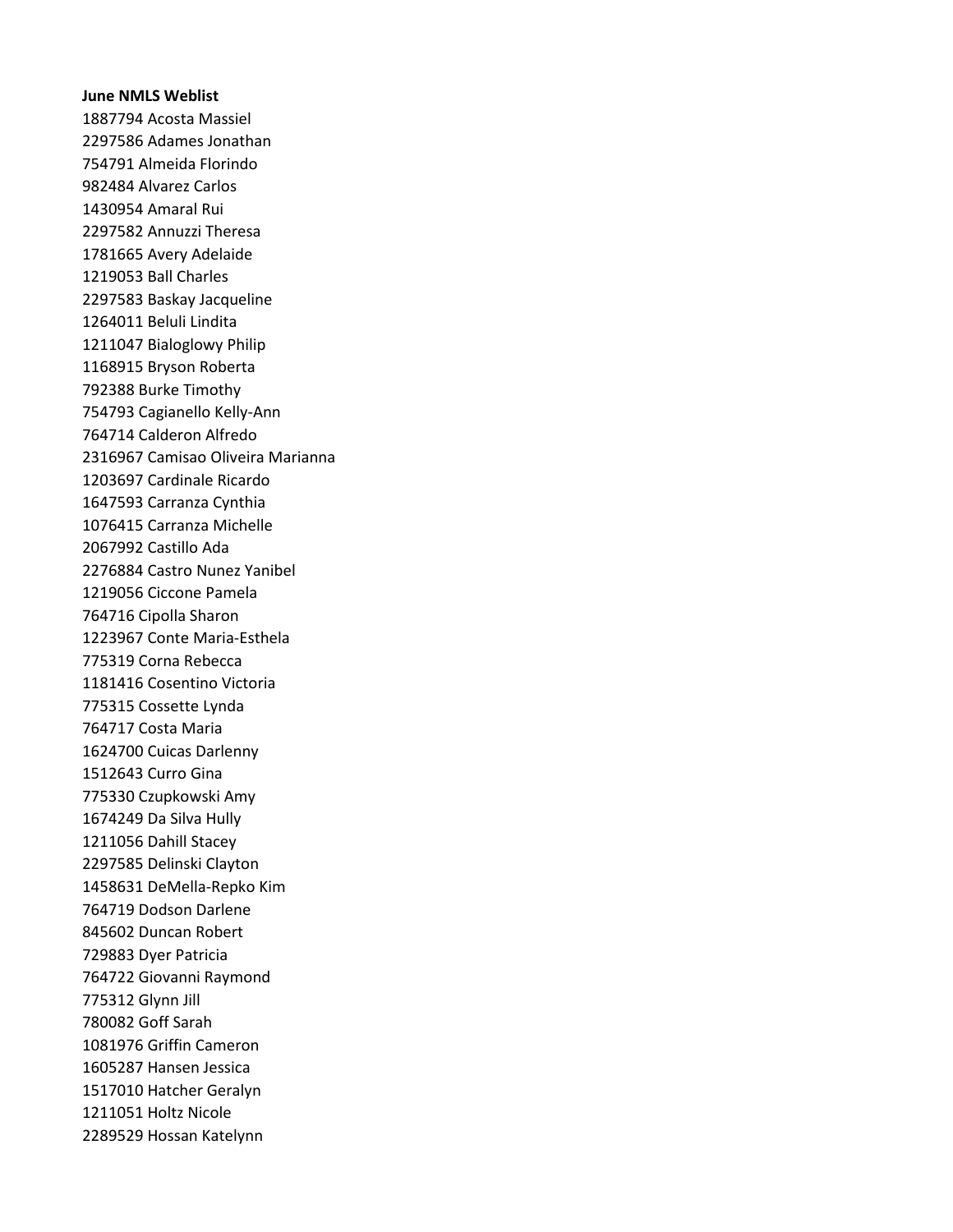**June NMLS Weblist**

1887794 Acosta Massiel
2297586 Adames Jonathan
754791 Almeida Florindo
982484 Alvarez Carlos
1430954 Amaral Rui
2297582 Annuzzi Theresa
1781665 Avery Adelaide
1219053 Ball Charles
2297583 Baskay Jacqueline
1264011 Beluli Lindita
1211047 Bialoglowy Philip
1168915 Bryson Roberta
792388 Burke Timothy
754793 Cagianello Kelly-Ann
764714 Calderon Alfredo
2316967 Camisao Oliveira Marianna
1203697 Cardinale Ricardo
1647593 Carranza Cynthia
1076415 Carranza Michelle
2067992 Castillo Ada
2276884 Castro Nunez Yanibel
1219056 Ciccone Pamela
764716 Cipolla Sharon
1223967 Conte Maria-Esthela
775319 Corna Rebecca
1181416 Cosentino Victoria
775315 Cossette Lynda
764717 Costa Maria
1624700 Cuicas Darlenny
1512643 Curro Gina
775330 Czupkowski Amy
1674249 Da Silva Hully
1211056 Dahill Stacey
2297585 Delinski Clayton
1458631 DeMella-Repko Kim
764719 Dodson Darlene
845602 Duncan Robert
729883 Dyer Patricia
764722 Giovanni Raymond
775312 Glynn Jill
780082 Goff Sarah
1081976 Griffin Cameron
1605287 Hansen Jessica
1517010 Hatcher Geralyn
1211051 Holtz Nicole
2289529 Hossan Katelynn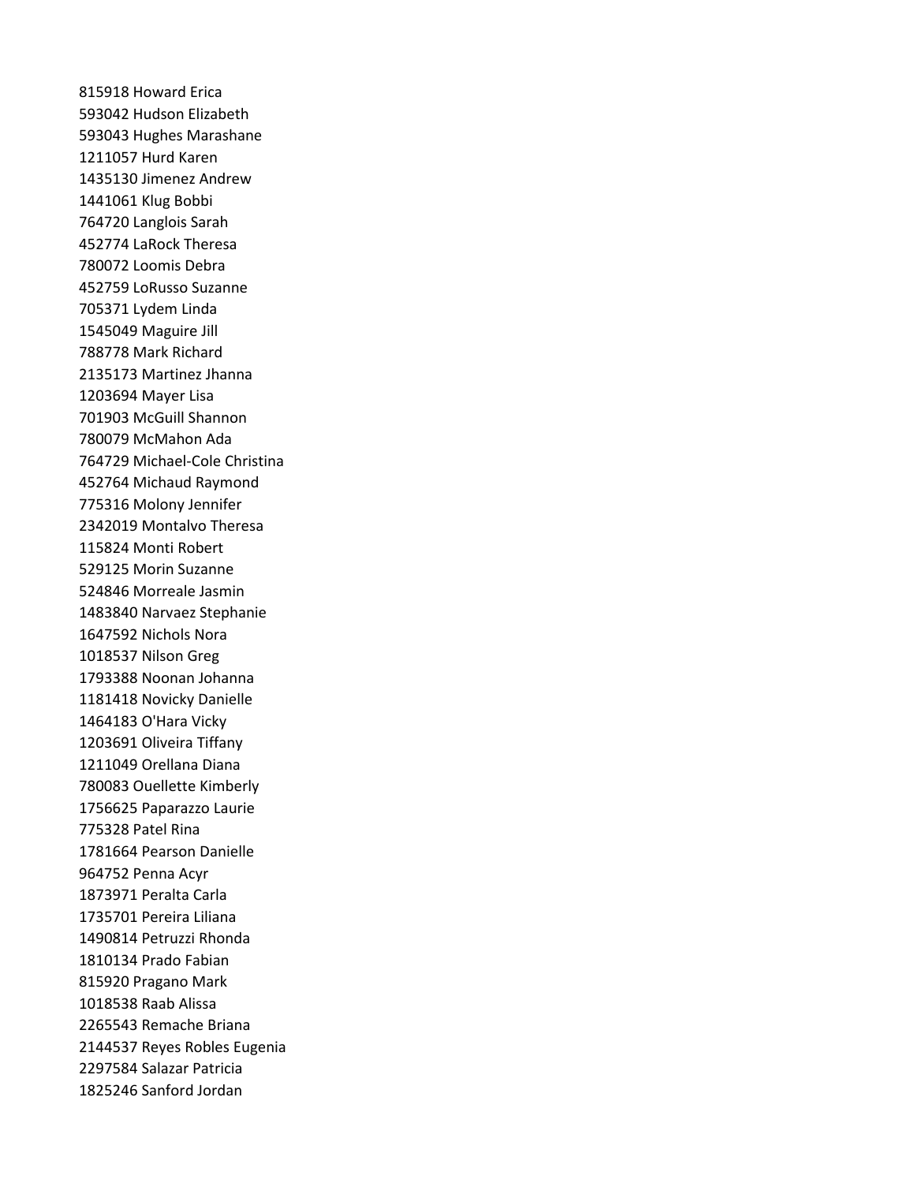815918 Howard Erica
593042 Hudson Elizabeth
593043 Hughes Marashane
1211057 Hurd Karen
1435130 Jimenez Andrew
1441061 Klug Bobbi
764720 Langlois Sarah
452774 LaRock Theresa
780072 Loomis Debra
452759 LoRusso Suzanne
705371 Lydem Linda
1545049 Maguire Jill
788778 Mark Richard
2135173 Martinez Jhanna
1203694 Mayer Lisa
701903 McGuill Shannon
780079 McMahon Ada
764729 Michael-Cole Christina
452764 Michaud Raymond
775316 Molony Jennifer
2342019 Montalvo Theresa
115824 Monti Robert
529125 Morin Suzanne
524846 Morreale Jasmin
1483840 Narvaez Stephanie
1647592 Nichols Nora
1018537 Nilson Greg
1793388 Noonan Johanna
1181418 Novicky Danielle
1464183 O'Hara Vicky
1203691 Oliveira Tiffany
1211049 Orellana Diana
780083 Ouellette Kimberly
1756625 Paparazzo Laurie
775328 Patel Rina
1781664 Pearson Danielle
964752 Penna Acyr
1873971 Peralta Carla
1735701 Pereira Liliana
1490814 Petruzzi Rhonda
1810134 Prado Fabian
815920 Pragano Mark
1018538 Raab Alissa
2265543 Remache Briana
2144537 Reyes Robles Eugenia
2297584 Salazar Patricia
1825246 Sanford Jordan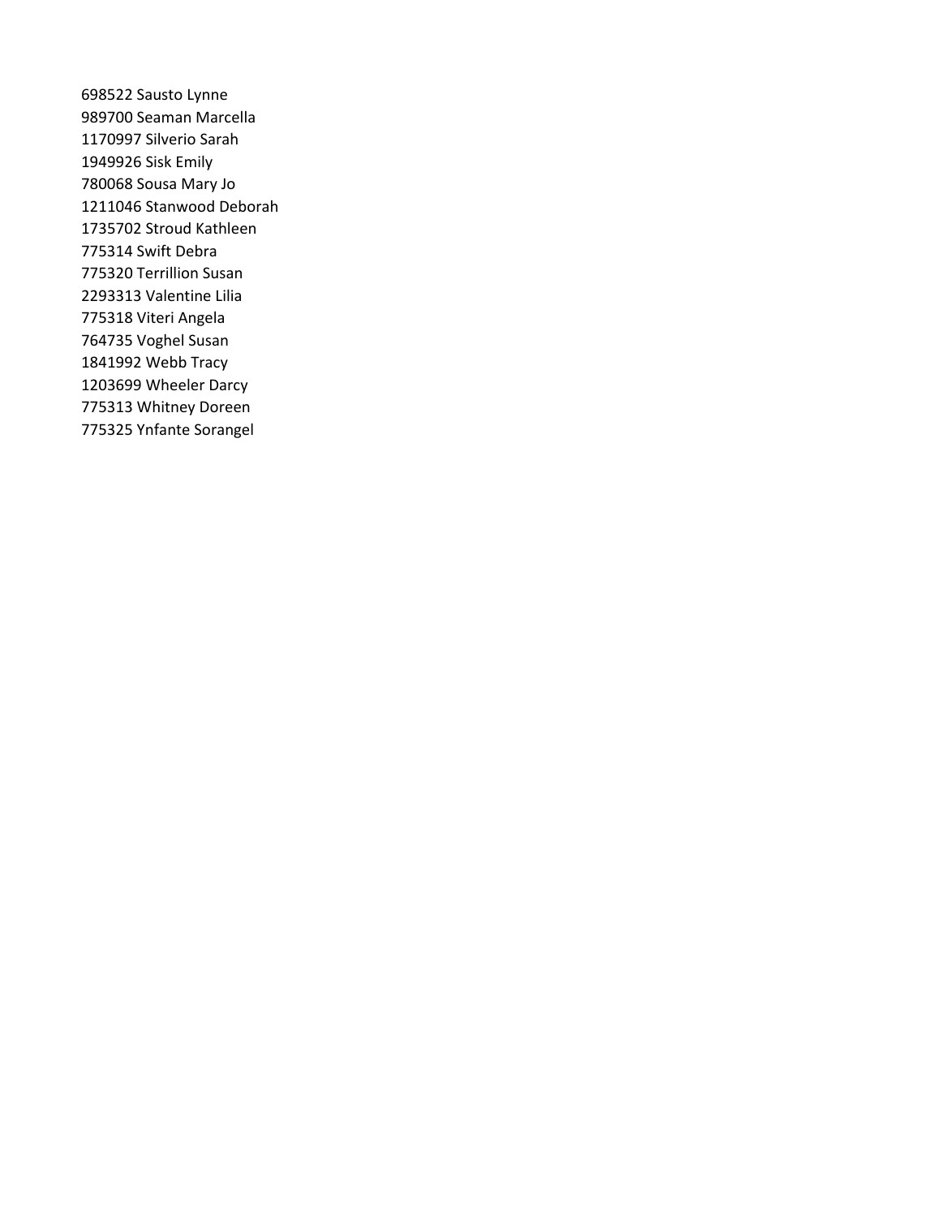698522 Sausto Lynne
989700 Seaman Marcella
1170997 Silverio Sarah
1949926 Sisk Emily
780068 Sousa Mary Jo
1211046 Stanwood Deborah
1735702 Stroud Kathleen
775314 Swift Debra
775320 Terrillion Susan
2293313 Valentine Lilia
775318 Viteri Angela
764735 Voghel Susan
1841992 Webb Tracy
1203699 Wheeler Darcy
775313 Whitney Doreen
775325 Ynfante Sorangel